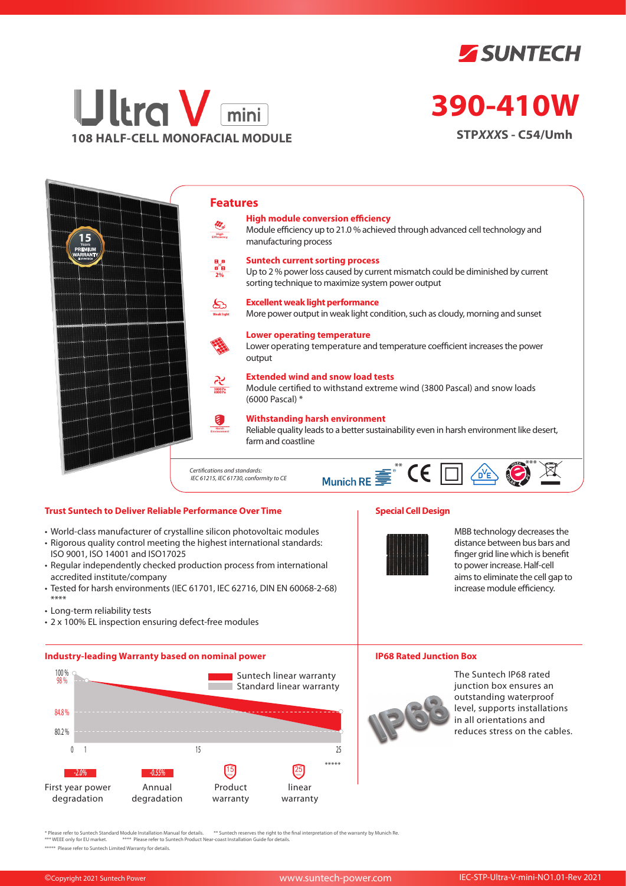# SUNTECH

# Ultra V mini

**108 HALF-CELL MONOFACIAL MODULE**

# 390-410W

**STPXXXS - C54/Umh**

## Features

**High module conversion efficiency**
Module efficiency up to 21.0 % achieved through advanced cell technology and manufacturing process

**Suntech current sorting process**
Up to 2 % power loss caused by current mismatch could be diminished by current sorting technique to maximize system power output

**Excellent weak light performance**
More power output in weak light condition, such as cloudy, morning and sunset

**Lower operating temperature**
Lower operating temperature and temperature coefficient increases the power output

**Extended wind and snow load tests**
Module certified to withstand extreme wind (3800 Pascal) and snow loads (6000 Pascal) *

**Withstanding harsh environment**
Reliable quality leads to a better sustainability even in harsh environment like desert, farm and coastline

*Certifications and standards:*
*IEC 61215, IEC 61730, conformity to CE*

Munich RE ** CE *** 

### Trust Suntech to Deliver Reliable Performance Over Time

- World-class manufacturer of crystalline silicon photovoltaic modules
- Rigorous quality control meeting the highest international standards: ISO 9001, ISO 14001 and ISO17025
- Regular independently checked production process from international accredited institute/company
- Tested for harsh environments (IEC 61701, IEC 62716, DIN EN 60068-2-68) ****
- Long-term reliability tests
- 2 x 100% EL inspection ensuring defect-free modules

### Special Cell Design

MBB technology decreases the distance between bus bars and finger grid line which is benefit to power increase. Half-cell aims to eliminate the cell gap to increase module efficiency.

### Industry-leading Warranty based on nominal power

Suntech linear warranty
Standard linear warranty

100 %, 98 %, 84.8 %, 80.2 %; 0, 1, 15, 25 *****

| -2.0% | -0.55% | 15 | 25 |
|---|---|---|---|
| First year power degradation | Annual degradation | Product warranty | linear warranty |

### IP68 Rated Junction Box

The Suntech IP68 rated junction box ensures an outstanding waterproof level, supports installations in all orientations and reduces stress on the cables.

\* Please refer to Suntech Standard Module Installation Manual for details. ** Suntech reserves the right to the final interpretation of the warranty by Munich Re.
*** WEEE only for EU market. **** Please refer to Suntech Product Near-coast Installation Guide for details.
***** Please refer to Suntech Limited Warranty for details.

©Copyright 2021 Suntech Power www.suntech-power.com IEC-STP-Ultra-V-mini-NO1.01-Rev 2021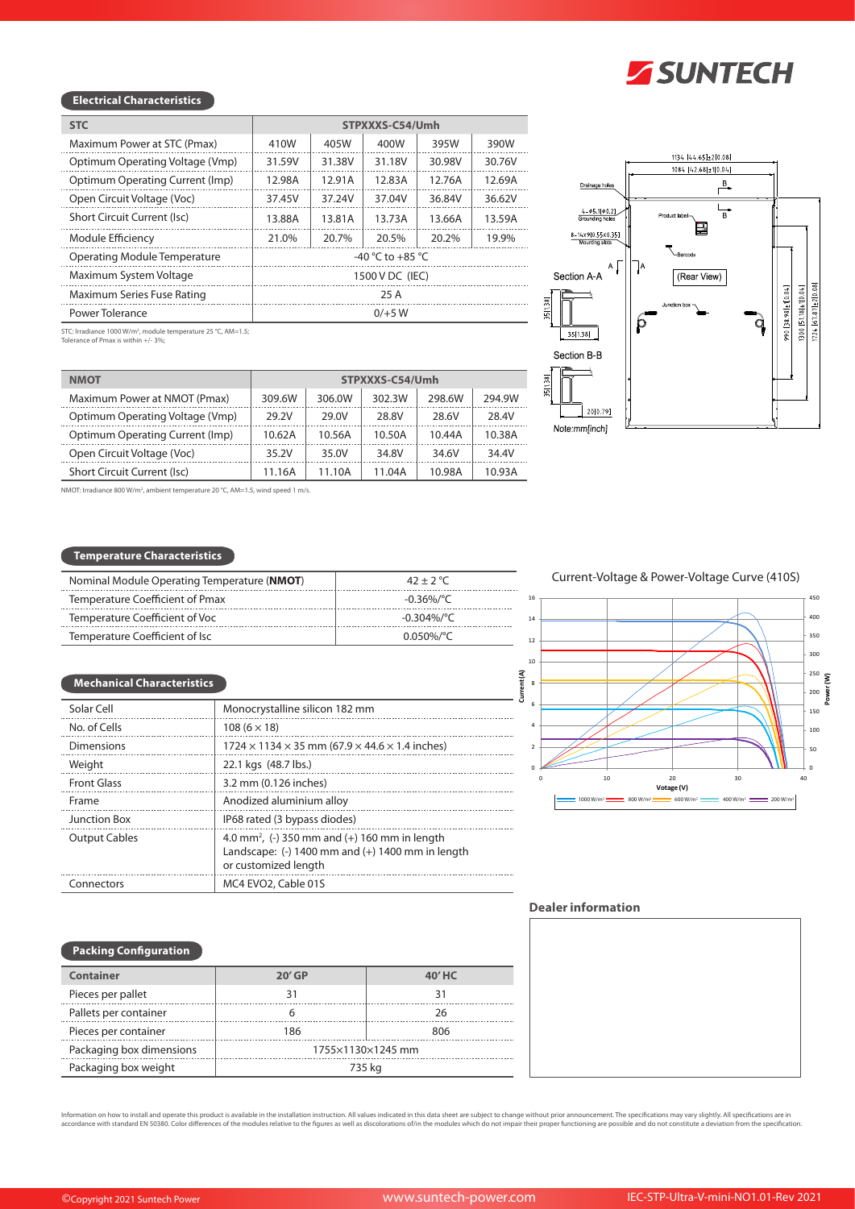## Electrical Characteristics

| STC | STPXXXS-C54/Umh | | | | |
|---|---|---|---|---|---|
| Maximum Power at STC (Pmax) | 410W | 405W | 400W | 395W | 390W |
| Optimum Operating Voltage (Vmp) | 31.59V | 31.38V | 31.18V | 30.98V | 30.76V |
| Optimum Operating Current (Imp) | 12.98A | 12.91A | 12.83A | 12.76A | 12.69A |
| Open Circuit Voltage (Voc) | 37.45V | 37.24V | 37.04V | 36.84V | 36.62V |
| Short Circuit Current (Isc) | 13.88A | 13.81A | 13.73A | 13.66A | 13.59A |
| Module Efficiency | 21.0% | 20.7% | 20.5% | 20.2% | 19.9% |
| Operating Module Temperature | -40 °C to +85 °C | | | | |
| Maximum System Voltage | 1500 V DC (IEC) | | | | |
| Maximum Series Fuse Rating | 25 A | | | | |
| Power Tolerance | 0/+5 W | | | | |

STC: Irradiance 1000 W/m², module temperature 25 °C, AM=1.5;
Tolerance of Pmax is within +/- 3%;

| NMOT | STPXXXS-C54/Umh | | | | |
|---|---|---|---|---|---|
| Maximum Power at NMOT (Pmax) | 309.6W | 306.0W | 302.3W | 298.6W | 294.9W |
| Optimum Operating Voltage (Vmp) | 29.2V | 29.0V | 28.8V | 28.6V | 28.4V |
| Optimum Operating Current (Imp) | 10.62A | 10.56A | 10.50A | 10.44A | 10.38A |
| Open Circuit Voltage (Voc) | 35.2V | 35.0V | 34.8V | 34.6V | 34.4V |
| Short Circuit Current (Isc) | 11.16A | 11.10A | 11.04A | 10.98A | 10.93A |

NMOT: Irradiance 800 W/m², ambient temperature 20 °C, AM=1.5, wind speed 1 m/s.

1134 [44.65]±2[0.08]
1084 [42.68]±1[0.04]
Drainage holes
4-Φ5.1[Φ0.2] Grounding holes
8-14X9[0.55X0.35] Mounting slots
Product label
Barcode
(Rear View)
Junction box
990 [38.98]±1[0.04]
1300 [51.18]±1[0.04]
1724 [67.87]±2[0.08]
Section A-A
35[1.38]
Section B-B
35[1.38]
20[0.79]
Note:mm[inch]

## Temperature Characteristics

| | |
|---|---|
| Nominal Module Operating Temperature (**NMOT**) | 42 ± 2 °C |
| Temperature Coefficient of Pmax | -0.36%/°C |
| Temperature Coefficient of Voc | -0.304%/°C |
| Temperature Coefficient of Isc | 0.050%/°C |

Current-Voltage & Power-Voltage Curve (410S)

Current (A)
Power (W)
Votage (V)
1000 W/m² 800 W/m² 600 W/m² 400 W/m² 200 W/m²

## Mechanical Characteristics

| | |
|---|---|
| Solar Cell | Monocrystalline silicon 182 mm |
| No. of Cells | 108 (6 × 18) |
| Dimensions | 1724 × 1134 × 35 mm (67.9 × 44.6 × 1.4 inches) |
| Weight | 22.1 kgs (48.7 lbs.) |
| Front Glass | 3.2 mm (0.126 inches) |
| Frame | Anodized aluminium alloy |
| Junction Box | IP68 rated (3 bypass diodes) |
| Output Cables | 4.0 mm², (-) 350 mm and (+) 160 mm in length<br>Landscape: (-) 1400 mm and (+) 1400 mm in length<br>or customized length |
| Connectors | MC4 EVO2, Cable 01S |

## Packing Configuration

| Container | 20' GP | 40' HC |
|---|---|---|
| Pieces per pallet | 31 | 31 |
| Pallets per container | 6 | 26 |
| Pieces per container | 186 | 806 |
| Packaging box dimensions | 1755×1130×1245 mm | |
| Packaging box weight | 735 kg | |

### Dealer information

Information on how to install and operate this product is available in the installation instruction. All values indicated in this data sheet are subject to change without prior announcement. The specifications may vary slightly. All specifications are in accordance with standard EN 50380. Color differences of the modules relative to the figures as well as discolorations of/in the modules which do not impair their proper functioning are possible and do not constitute a deviation from the specification.

©Copyright 2021 Suntech Power www.suntech-power.com IEC-STP-Ultra-V-mini-NO1.01-Rev 2021